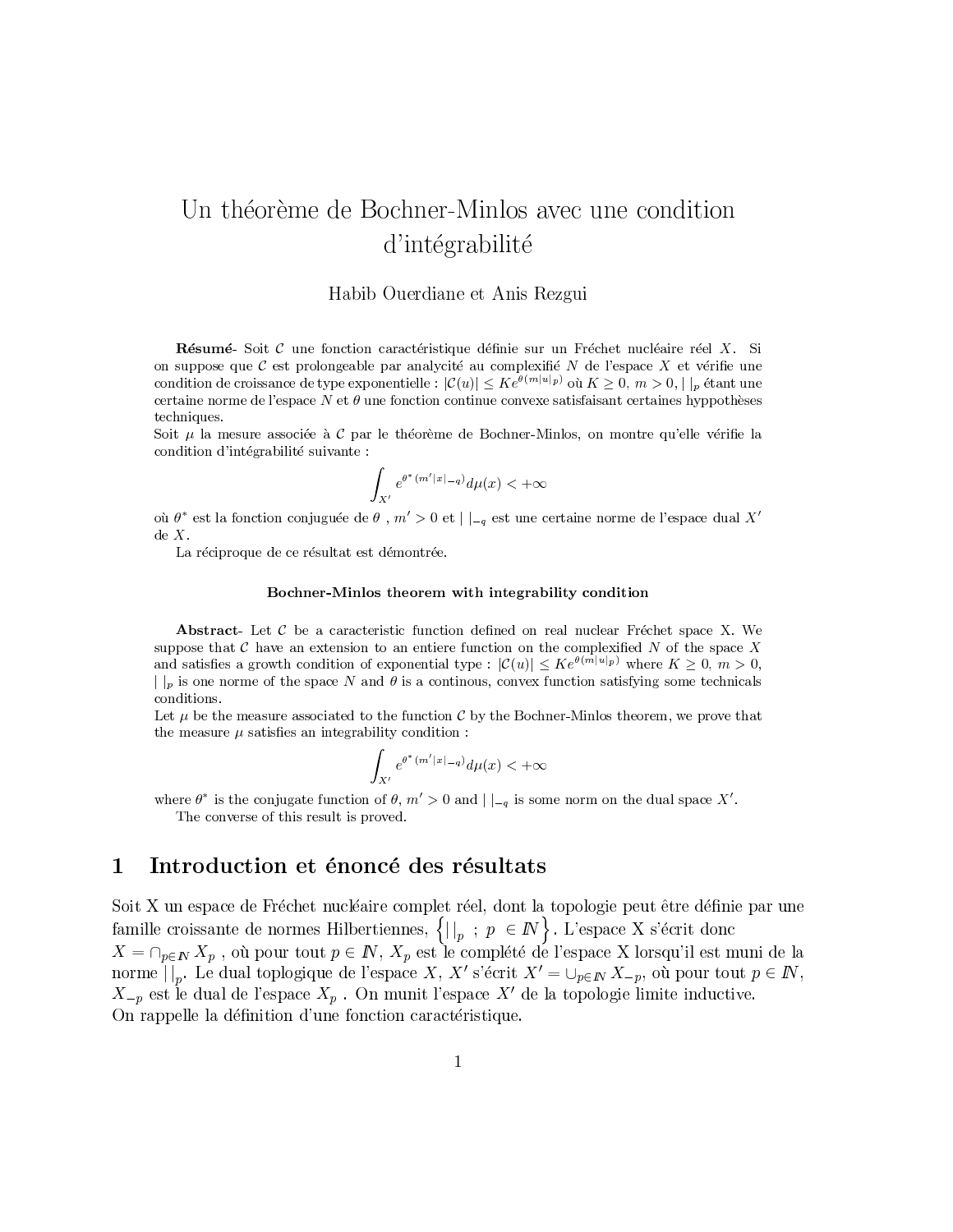# Un théorème de Bochner-Minlos avec une condition d'intégrabilité

Habib Ouerdiane et Anis Rezgui

**Résumé**- Soit $\mathcal{C}$ une fonction caractéristique définie sur un Fréchet nucléaire réel $X$. Si on suppose que $\mathcal{C}$ est prolongeable par analycité au complexifié $N$ de l'espace $X$ et vérifie une condition de croissance de type exponentielle : $|\mathcal{C}(u)| \leq Ke^{\theta(m|u|_p)}$ où $K \geq 0$, $m > 0$, $|\,|_p$ étant une certaine norme de l'espace $N$ et $\theta$ une fonction continue convexe satisfaisant certaines hyppothèses techniques.
Soit $\mu$ la mesure associée à $\mathcal{C}$ par le théorème de Bochner-Minlos, on montre qu'elle vérifie la condition d'intégrabilité suivante :

$$\int_{X'} e^{\theta^*(m'|x|_{-q})} d\mu(x) < +\infty$$

où $\theta^*$ est la fonction conjuguée de $\theta$ , $m' > 0$ et $|\,|_{-q}$ est une certaine norme de l'espace dual $X'$ de $X$.
La réciproque de ce résultat est démontrée.

**Bochner-Minlos theorem with integrability condition**

**Abstract**- Let $\mathcal{C}$ be a caracteristic function defined on real nuclear Fréchet space X. We suppose that $\mathcal{C}$ have an extension to an entiere function on the complexified $N$ of the space $X$ and satisfies a growth condition of exponential type : $|\mathcal{C}(u)| \leq Ke^{\theta(m|u|_p)}$ where $K \geq 0$, $m > 0$, $|\,|_p$ is one norme of the space $N$ and $\theta$ is a continous, convex function satisfying some technicals conditions.
Let $\mu$ be the measure associated to the function $\mathcal{C}$ by the Bochner-Minlos theorem, we prove that the measure $\mu$ satisfies an integrability condition :

$$\int_{X'} e^{\theta^*(m'|x|_{-q})} d\mu(x) < +\infty$$

where $\theta^*$ is the conjugate function of $\theta$, $m' > 0$ and $|\,|_{-q}$ is some norm on the dual space $X'$.
The converse of this result is proved.

## 1 Introduction et énoncé des résultats

Soit X un espace de Fréchet nucléaire complet réel, dont la topologie peut être définie par une famille croissante de normes Hilbertiennes, $\left\{|\,|_p \ ; \ p \ \in I\!N\right\}$. L'espace X s'écrit donc $X = \cap_{p \in I\!N} X_p$ , où pour tout $p \in I\!N$, $X_p$ est le complété de l'espace X lorsqu'il est muni de la norme $|\,|_p$. Le dual toplogique de l'espace $X$, $X'$ s'écrit $X' = \cup_{p \in I\!N} X_{-p}$, où pour tout $p \in I\!N$, $X_{-p}$ est le dual de l'espace $X_p$ . On munit l'espace $X'$ de la topologie limite inductive.
On rappelle la définition d'une fonction caractéristique.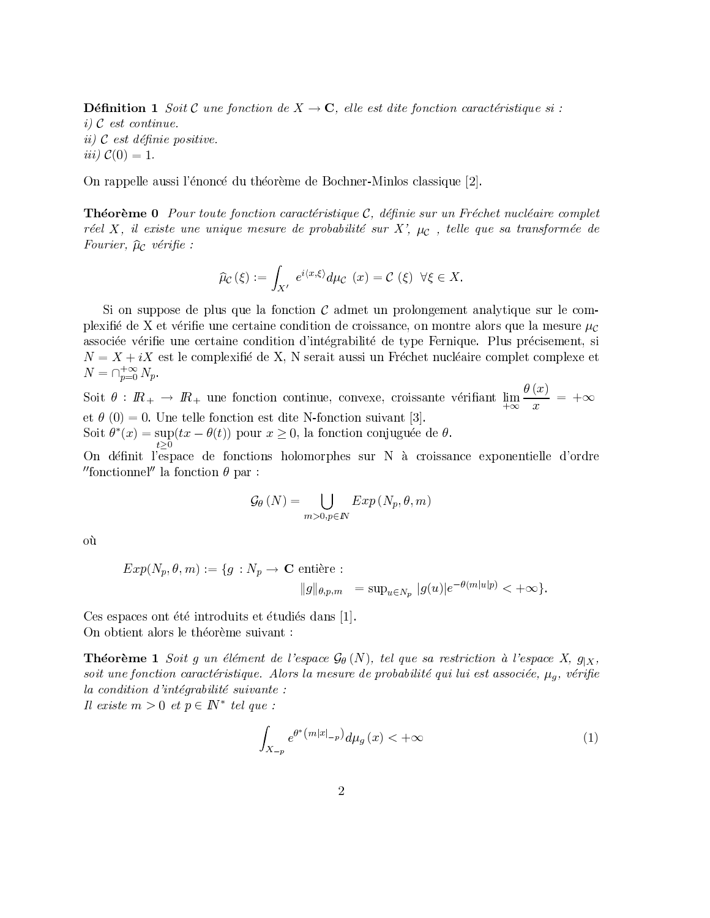**Définition 1** *Soit $\mathcal{C}$ une fonction de $X \to \mathbf{C}$, elle est dite fonction caractéristique si :*
*i) $\mathcal{C}$ est continue.*
*ii) $\mathcal{C}$ est définie positive.*
*iii) $\mathcal{C}(0) = 1$.*

On rappelle aussi l'énoncé du théorème de Bochner-Minlos classique [2].

**Théorème 0** *Pour toute fonction caractéristique $\mathcal{C}$, définie sur un Fréchet nucléaire complet réel $X$, il existe une unique mesure de probabilité sur $X'$, $\mu_{\mathcal{C}}$ , telle que sa transformée de Fourier, $\widehat{\mu}_{\mathcal{C}}$ vérifie :*

$$\widehat{\mu}_{\mathcal{C}}(\xi) := \int_{X'} e^{i\langle x,\xi\rangle} d\mu_{\mathcal{C}}\ (x) = \mathcal{C}\ (\xi)\ \ \forall \xi \in X.$$

Si on suppose de plus que la fonction $\mathcal{C}$ admet un prolongement analytique sur le complexifié de X et vérifie une certaine condition de croissance, on montre alors que la mesure $\mu_{\mathcal{C}}$ associée vérifie une certaine condition d'intégrabilité de type Fernique. Plus précisement, si $N = X + iX$ est le complexifié de X, N serait aussi un Fréchet nucléaire complet complexe et $N = \cap_{p=0}^{+\infty} N_p$.

Soit $\theta : \mathbb{R}_+ \to \mathbb{R}_+$ une fonction continue, convexe, croissante vérifiant $\lim_{+\infty} \frac{\theta(x)}{x} = +\infty$ et $\theta\ (0) = 0$. Une telle fonction est dite N-fonction suivant [3].

Soit $\theta^*(x) = \sup_{t\geq 0}(tx - \theta(t))$ pour $x \geq 0$, la fonction conjuguée de $\theta$.

On définit l'espace de fonctions holomorphes sur N à croissance exponentielle d'ordre ″fonctionnel″ la fonction $\theta$ par :

$$\mathcal{G}_\theta\left(N\right) = \bigcup_{m>0, p\in \mathbb{N}} Exp\left(N_p, \theta, m\right)$$

où

$$Exp(N_p, \theta, m) := \{g\ : N_p \to \mathbf{C} \text{ entière : } \|g\|_{\theta,p,m} = \sup_{u\in N_p} |g(u)|e^{-\theta(m|u|_p)} < +\infty\}.$$

Ces espaces ont été introduits et étudiés dans [1].
On obtient alors le théorème suivant :

**Théorème 1** *Soit $g$ un élément de l'espace $\mathcal{G}_\theta\left(N\right)$, tel que sa restriction à l'espace $X$, $g_{|X}$, soit une fonction caractéristique. Alors la mesure de probabilité qui lui est associée, $\mu_g$, vérifie la condition d'intégrabilité suivante :*
*Il existe $m > 0$ et $p \in \mathbb{N}^*$ tel que :*

$$\int_{X_{-p}} e^{\theta^*\left(m|x|_{-p}\right)} d\mu_g\left(x\right) < +\infty \tag{1}$$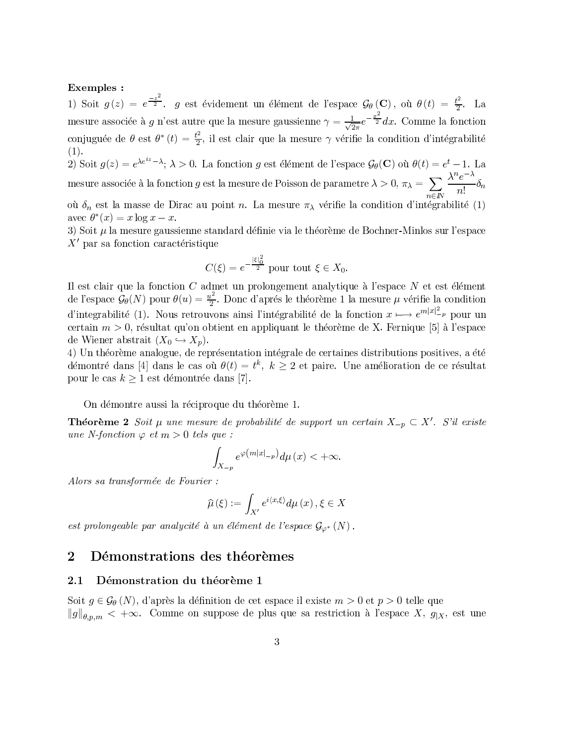**Exemples :**

1) Soit $g(z) = e^{\frac{-z^2}{2}}$. $g$ est évidement un élément de l'espace $\mathcal{G}_\theta(\mathbf{C})$, où $\theta(t) = \frac{t^2}{2}$. La mesure associée à $g$ n'est autre que la mesure gaussienne $\gamma = \frac{1}{\sqrt{2\pi}} e^{-\frac{x^2}{2}} dx$. Comme la fonction conjuguée de $\theta$ est $\theta^*(t) = \frac{t^2}{2}$, il est clair que la mesure $\gamma$ vérifie la condition d'intégrabilité (1).

2) Soit $g(z) = e^{\lambda e^{iz} - \lambda}$; $\lambda > 0$. La fonction $g$ est élément de l'espace $\mathcal{G}_\theta(\mathbf{C})$ où $\theta(t) = e^t - 1$. La mesure associée à la fonction $g$ est la mesure de Poisson de parametre $\lambda > 0$, $\pi_\lambda = \sum_{n \in I\!N} \frac{\lambda^n e^{-\lambda}}{n!} \delta_n$ où $\delta_n$ est la masse de Dirac au point $n$. La mesure $\pi_\lambda$ vérifie la condition d'intégrabilité (1) avec $\theta^*(x) = x \log x - x$.

3) Soit $\mu$ la mesure gaussienne standard définie via le théorème de Bochner-Minlos sur l'espace $X'$ par sa fonction caractéristique

$$C(\xi) = e^{-\frac{|\xi|_0^2}{2}} \text{ pour tout } \xi \in X_0.$$

Il est clair que la fonction $C$ admet un prolongement analytique à l'espace $N$ et est élément de l'espace $\mathcal{G}_\theta(N)$ pour $\theta(u) = \frac{u^2}{2}$. Donc d'aprés le théorème 1 la mesure $\mu$ vérifie la condition d'integrabilité (1). Nous retrouvons ainsi l'intégrabilité de la fonction $x \longmapsto e^{m|x|_{-p}^2}$ pour un certain $m > 0$, résultat qu'on obtient en appliquant le théorème de X. Fernique [5] à l'espace de Wiener abstrait $(X_0 \hookrightarrow X_p)$.

4) Un théorème analogue, de représentation intégrale de certaines distributions positives, a été démontré dans [4] dans le cas où $\theta(t) = t^k$, $k \geq 2$ et paire. Une amélioration de ce résultat pour le cas $k \geq 1$ est démontrée dans [7].

On démontre aussi la réciproque du théorème 1.

**Théorème 2** *Soit $\mu$ une mesure de probabilité de support un certain $X_{-p} \subset X'$. S'il existe une N-fonction $\varphi$ et $m > 0$ tels que :*

$$\int_{X_{-p}} e^{\varphi(m|x|_{-p})} d\mu(x) < +\infty.$$

*Alors sa transformée de Fourier :*

$$\widehat{\mu}(\xi) := \int_{X'} e^{i\langle x, \xi \rangle} d\mu(x), \xi \in X$$

*est prolongeable par analycité à un élément de l'espace $\mathcal{G}_{\varphi^*}(N)$.*

## 2 Démonstrations des théorèmes

### 2.1 Démonstration du théorème 1

Soit $g \in \mathcal{G}_\theta(N)$, d'après la définition de cet espace il existe $m > 0$ et $p > 0$ telle que $\|g\|_{\theta,p,m} < +\infty$. Comme on suppose de plus que sa restriction à l'espace $X$, $g_{|X}$, est une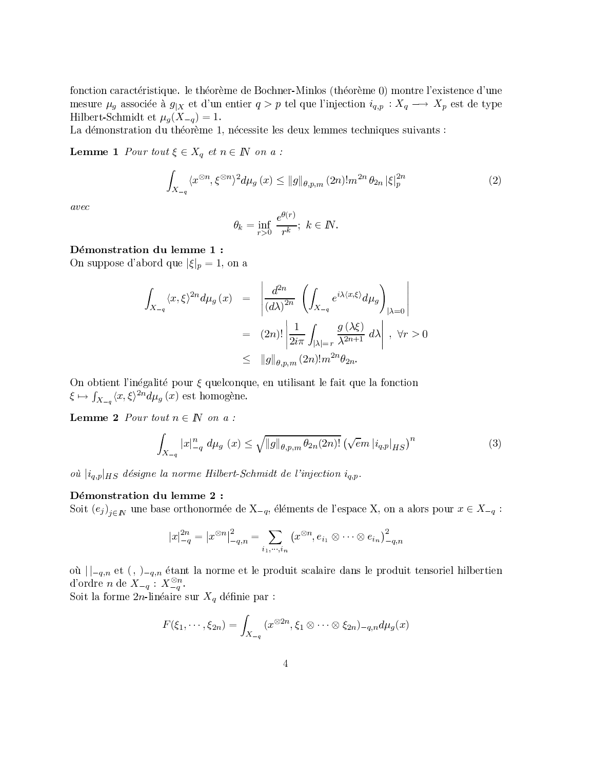fonction caractéristique. le théorème de Bochner-Minlos (théorème 0) montre l'existence d'une mesure $\mu_g$ associée à $g_{|X}$ et d'un entier $q > p$ tel que l'injection $i_{q,p} : X_q \longrightarrow X_p$ est de type Hilbert-Schmidt et $\mu_g(X_{-q}) = 1$.
La démonstration du théorème 1, nécessite les deux lemmes techniques suivants :

**Lemme 1** *Pour tout* $\xi \in X_q$ *et* $n \in \mathbb{N}$ *on a :*

$$\int_{X_{-q}} \langle x^{\otimes n}, \xi^{\otimes n} \rangle^2 d\mu_g(x) \leq \|g\|_{\theta,p,m} (2n)! m^{2n} \theta_{2n} |\xi|_p^{2n} \tag{2}$$

*avec*

$$\theta_k = \inf_{r>0} \frac{e^{\theta(r)}}{r^k};\ k \in \mathbb{N}.$$

**Démonstration du lemme 1 :**
On suppose d'abord que $|\xi|_p = 1$, on a

$$\begin{aligned}
\int_{X_{-q}} \langle x, \xi \rangle^{2n} d\mu_g(x) &= \left| \frac{d^{2n}}{(d\lambda)^{2n}} \left( \int_{X_{-q}} e^{i\lambda\langle x,\xi \rangle} d\mu_g \right)_{|\lambda=0} \right| \\
&= (2n)! \left| \frac{1}{2i\pi} \int_{|\lambda|=r} \frac{g(\lambda\xi)}{\lambda^{2n+1}}\, d\lambda \right|,\ \forall r > 0 \\
&\leq \|g\|_{\theta,p,m} (2n)! m^{2n} \theta_{2n}.
\end{aligned}$$

On obtient l'inégalité pour $\xi$ quelconque, en utilisant le fait que la fonction
$\xi \mapsto \int_{X_{-q}} \langle x, \xi \rangle^{2n} d\mu_g(x)$ est homogène.

**Lemme 2** *Pour tout* $n \in \mathbb{N}$ *on a :*

$$\int_{X_{-q}} |x|_{-q}^n\, d\mu_g(x) \leq \sqrt{\|g\|_{\theta,p,m} \theta_{2n}(2n)!} \left( \sqrt{e} m\, |i_{q,p}|_{HS} \right)^n \tag{3}$$

*où* $|i_{q,p}|_{HS}$ *désigne la norme Hilbert-Schmidt de l'injection* $i_{q,p}$.

**Démonstration du lemme 2 :**
Soit $(e_j)_{j\in\mathbb{N}}$ une base orthonormée de $X_{-q}$, éléments de l'espace X, on a alors pour $x \in X_{-q}$ :

$$|x|_{-q}^{2n} = |x^{\otimes n}|_{-q,n}^2 = \sum_{i_1,\cdots,i_n} \left( x^{\otimes n}, e_{i_1} \otimes \cdots \otimes e_{i_n} \right)_{-q,n}^2$$

où $|\ |_{-q,n}$ et $(\ ,\ )_{-q,n}$ étant la norme et le produit scalaire dans le produit tensoriel hilbertien d'ordre $n$ de $X_{-q}$ : $X_{-q}^{\otimes n}$.
Soit la forme $2n$-linéaire sur $X_q$ définie par :

$$F(\xi_1, \cdots, \xi_{2n}) = \int_{X_{-q}} (x^{\otimes 2n}, \xi_1 \otimes \cdots \otimes \xi_{2n})_{-q,n} d\mu_g(x)$$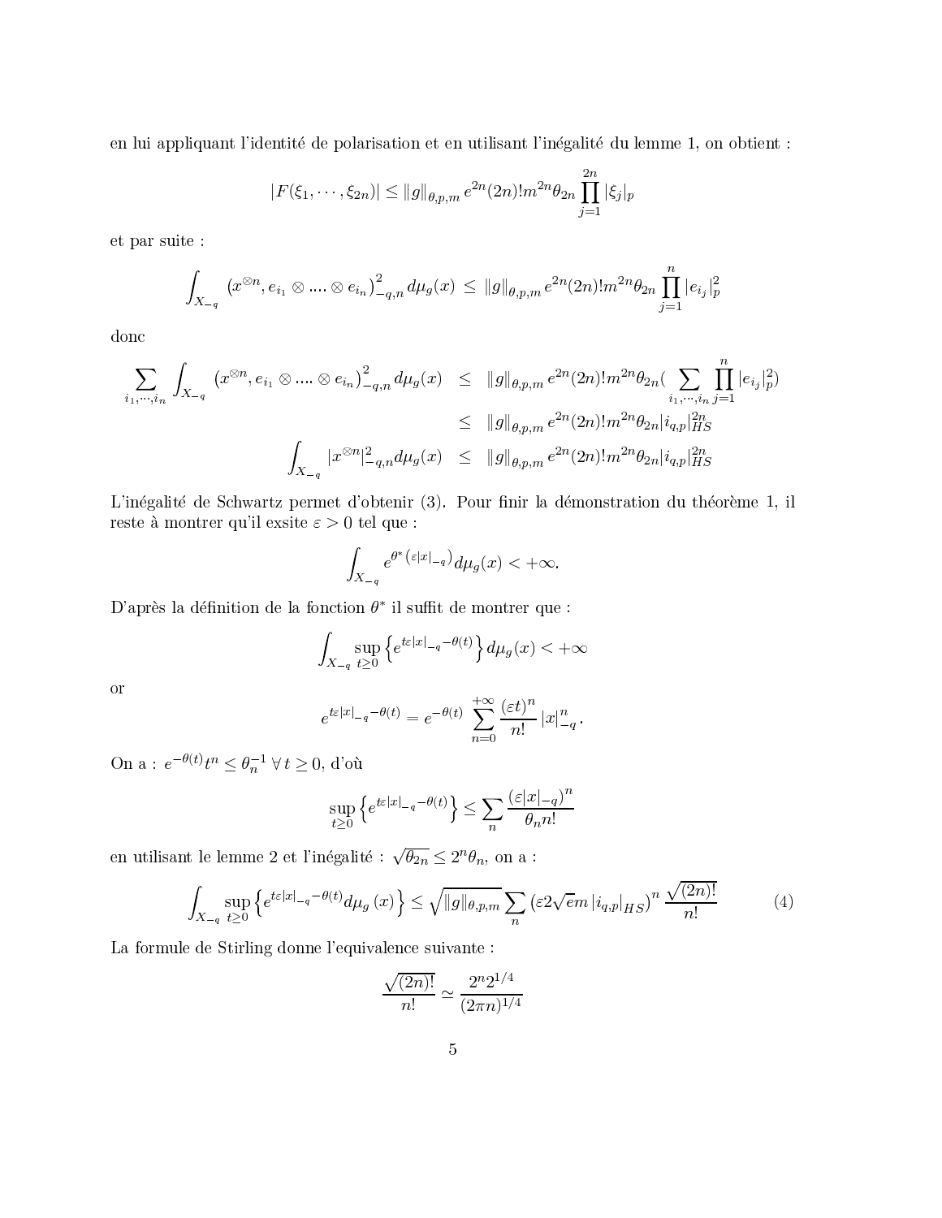en lui appliquant l'identité de polarisation et en utilisant l'inégalité du lemme 1, on obtient :

$$|F(\xi_1, \cdots, \xi_{2n})| \leq \|g\|_{\theta,p,m} \, e^{2n}(2n)! m^{2n} \theta_{2n} \prod_{j=1}^{2n} |\xi_j|_p$$

et par suite :

$$\int_{X_{-q}} \left(x^{\otimes n}, e_{i_1} \otimes .... \otimes e_{i_n}\right)^2_{-q,n} d\mu_g(x) \; \leq \; \|g\|_{\theta,p,m} \, e^{2n}(2n)! m^{2n} \theta_{2n} \prod_{j=1}^{n} |e_{i_j}|_p^2$$

donc

$$\begin{aligned}
\sum_{i_1,\cdots,i_n} \int_{X_{-q}} \left(x^{\otimes n}, e_{i_1} \otimes .... \otimes e_{i_n}\right)^2_{-q,n} d\mu_g(x) &\leq \|g\|_{\theta,p,m} \, e^{2n}(2n)! m^{2n} \theta_{2n} \Big( \sum_{i_1,\cdots,i_n} \prod_{j=1}^{n} |e_{i_j}|_p^2 \Big) \\
&\leq \|g\|_{\theta,p,m} \, e^{2n}(2n)! m^{2n} \theta_{2n} |i_{q,p}|_{HS}^{2n} \\
\int_{X_{-q}} |x^{\otimes n}|^2_{-q,n} d\mu_g(x) &\leq \|g\|_{\theta,p,m} \, e^{2n}(2n)! m^{2n} \theta_{2n} |i_{q,p}|_{HS}^{2n}
\end{aligned}$$

L'inégalité de Schwartz permet d'obtenir (3). Pour finir la démonstration du théorème 1, il reste à montrer qu'il exsite $\varepsilon > 0$ tel que :

$$\int_{X_{-q}} e^{\theta^*(\varepsilon |x|_{-q})} d\mu_g(x) < +\infty.$$

D'après la définition de la fonction $\theta^*$ il suffit de montrer que :

$$\int_{X_{-q}} \sup_{t \geq 0} \left\{ e^{t\varepsilon|x|_{-q} - \theta(t)} \right\} d\mu_g(x) < +\infty$$

or

$$e^{t\varepsilon|x|_{-q} - \theta(t)} = e^{-\theta(t)} \sum_{n=0}^{+\infty} \frac{(\varepsilon t)^n}{n!} |x|^n_{-q}.$$

On a : $e^{-\theta(t)} t^n \leq \theta_n^{-1} \; \forall \, t \geq 0$, d'où

$$\sup_{t \geq 0} \left\{ e^{t\varepsilon|x|_{-q} - \theta(t)} \right\} \leq \sum_n \frac{(\varepsilon |x|_{-q})^n}{\theta_n n!}$$

en utilisant le lemme 2 et l'inégalité : $\sqrt{\theta_{2n}} \leq 2^n \theta_n$, on a :

$$\int_{X_{-q}} \sup_{t \geq 0} \left\{ e^{t\varepsilon|x|_{-q} - \theta(t)} d\mu_g(x) \right\} \leq \sqrt{\|g\|_{\theta,p,m}} \sum_n \left( \varepsilon 2 \sqrt{e} m \, |i_{q,p}|_{HS} \right)^n \frac{\sqrt{(2n)!}}{n!} \tag{4}$$

La formule de Stirling donne l'equivalence suivante :

$$\frac{\sqrt{(2n)!}}{n!} \simeq \frac{2^n 2^{1/4}}{(2\pi n)^{1/4}}$$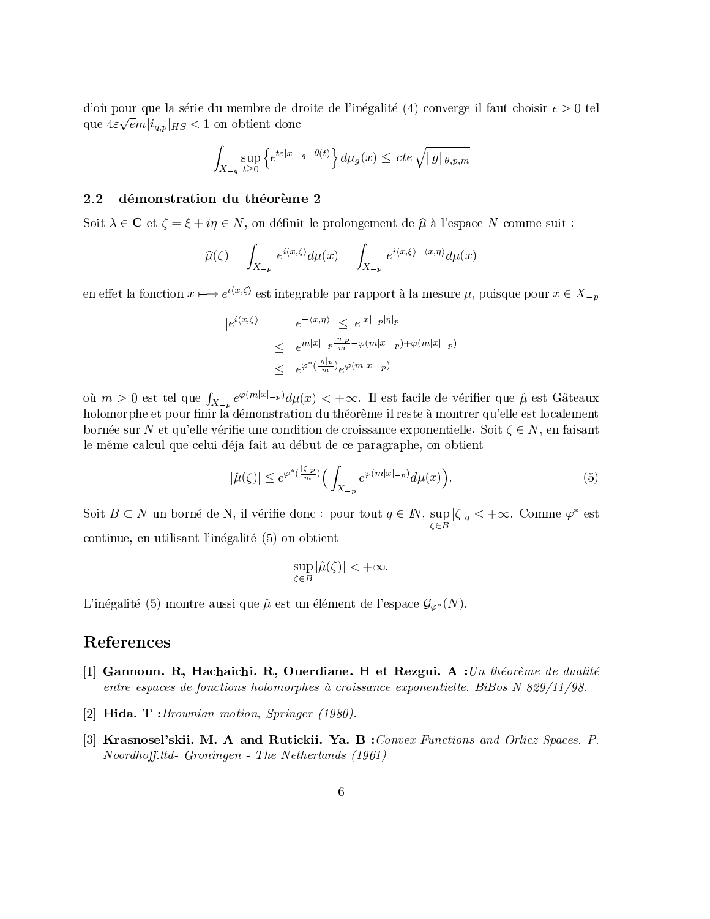d'où pour que la série du membre de droite de l'inégalité (4) converge il faut choisir $\epsilon > 0$ tel que $4\varepsilon\sqrt{e}m|i_{q,p}|_{HS} < 1$ on obtient donc

$$\int_{X_{-q}} \sup_{t\geq 0} \left\{ e^{t\varepsilon|x|_{-q}-\theta(t)} \right\} d\mu_g(x) \leq \, cte \, \sqrt{\|g\|_{\theta,p,m}}$$

## 2.2 démonstration du théorème 2

Soit $\lambda \in \mathbf{C}$ et $\zeta = \xi + i\eta \in N$, on définit le prolongement de $\widehat{\mu}$ à l'espace $N$ comme suit :

$$\widehat{\mu}(\zeta) = \int_{X_{-p}} e^{i\langle x,\zeta\rangle} d\mu(x) = \int_{X_{-p}} e^{i\langle x,\xi\rangle - \langle x,\eta\rangle} d\mu(x)$$

en effet la fonction $x \longmapsto e^{i\langle x,\zeta\rangle}$ est integrable par rapport à la mesure $\mu$, puisque pour $x \in X_{-p}$

$$\begin{aligned}
|e^{i\langle x,\zeta\rangle}| &= e^{-\langle x,\eta\rangle} \;\leq\; e^{|x|_{-p}|\eta|_p} \\
&\leq e^{m|x|_{-p}\frac{|\eta|_p}{m} - \varphi(m|x|_{-p}) + \varphi(m|x|_{-p})} \\
&\leq e^{\varphi^*(\frac{|\eta|_p}{m})} e^{\varphi(m|x|_{-p})}
\end{aligned}$$

où $m > 0$ est tel que $\int_{X_{-p}} e^{\varphi(m|x|_{-p})} d\mu(x) < +\infty$. Il est facile de vérifier que $\hat{\mu}$ est Gâteaux holomorphe et pour finir la démonstration du théorème il reste à montrer qu'elle est localement bornée sur $N$ et qu'elle vérifie une condition de croissance exponentielle. Soit $\zeta \in N$, en faisant le même calcul que celui déja fait au début de ce paragraphe, on obtient

$$|\hat{\mu}(\zeta)| \leq e^{\varphi^*(\frac{|\zeta|_p}{m})} \Big( \int_{X_{-p}} e^{\varphi(m|x|_{-p})} d\mu(x) \Big). \tag{5}$$

Soit $B \subset N$ un borné de N, il vérifie donc : pour tout $q \in \mathbb{N}$, $\sup_{\zeta \in B} |\zeta|_q < +\infty$. Comme $\varphi^*$ est continue, en utilisant l'inégalité (5) on obtient

$$\sup_{\zeta \in B} |\hat{\mu}(\zeta)| < +\infty.$$

L'inégalité (5) montre aussi que $\hat{\mu}$ est un élément de l'espace $\mathcal{G}_{\varphi^*}(N)$.

# References

[1] **Gannoun. R, Hachaichi. R, Ouerdiane. H et Rezgui. A :** *Un théorème de dualité entre espaces de fonctions holomorphes à croissance exponentielle. BiBos N 829/11/98.*

[2] **Hida. T :** *Brownian motion, Springer (1980).*

[3] **Krasnosel'skii. M. A and Rutickii. Ya. B :** *Convex Functions and Orlicz Spaces. P. Noordhoff.ltd- Groningen - The Netherlands (1961)*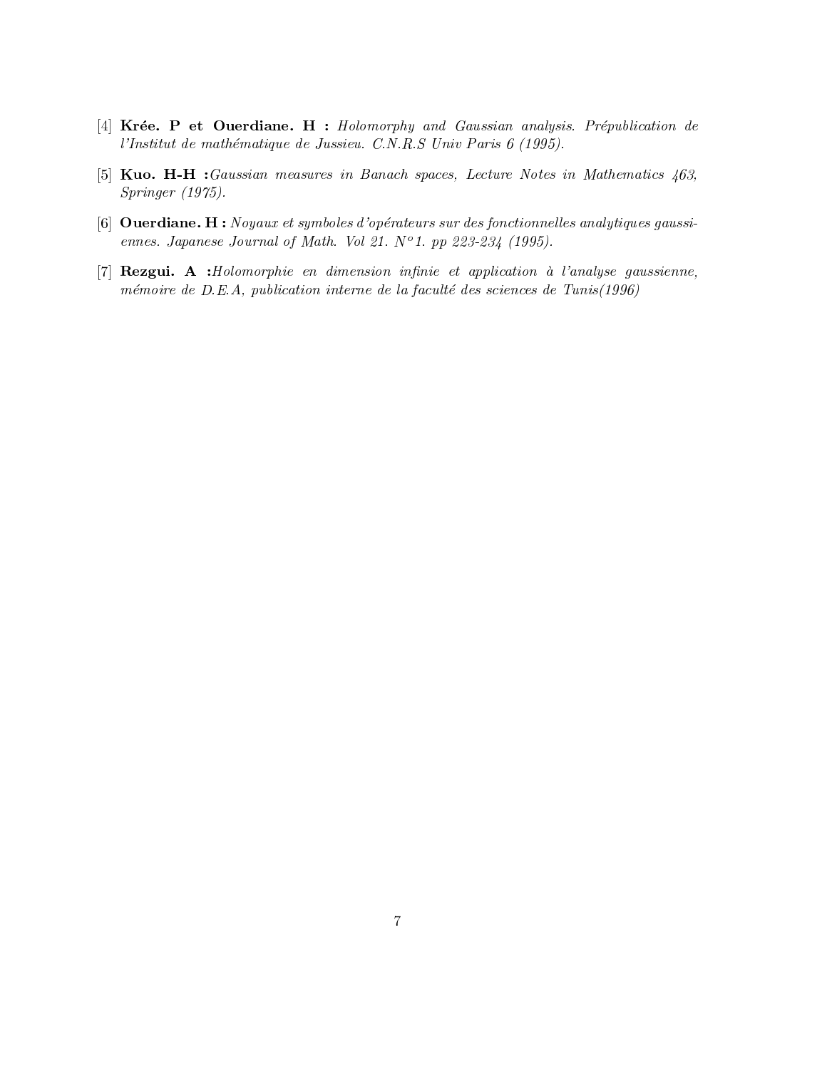[4] **Krée. P et Ouerdiane. H :** *Holomorphy and Gaussian analysis. Prépublication de l'Institut de mathématique de Jussieu. C.N.R.S Univ Paris 6 (1995).*

[5] **Kuo. H-H :***Gaussian measures in Banach spaces, Lecture Notes in Mathematics 463, Springer (1975).*

[6] **Ouerdiane. H :** *Noyaux et symboles d'opérateurs sur des fonctionnelles analytiques gaussiennes. Japanese Journal of Math. Vol 21. N$^o$1. pp 223-234 (1995).*

[7] **Rezgui. A :***Holomorphie en dimension infinie et application à l'analyse gaussienne, mémoire de D.E.A, publication interne de la faculté des sciences de Tunis(1996)*